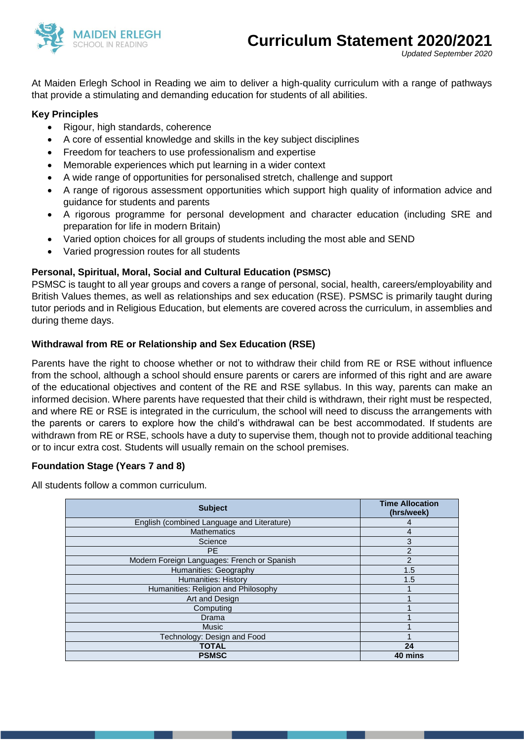MAIDEN ERLEGH
SCHOOL IN READING

# Curriculum Statement 2020/2021

*Updated September 2020*

At Maiden Erlegh School in Reading we aim to deliver a high-quality curriculum with a range of pathways that provide a stimulating and demanding education for students of all abilities.

**Key Principles**

- Rigour, high standards, coherence
- A core of essential knowledge and skills in the key subject disciplines
- Freedom for teachers to use professionalism and expertise
- Memorable experiences which put learning in a wider context
- A wide range of opportunities for personalised stretch, challenge and support
- A range of rigorous assessment opportunities which support high quality of information advice and guidance for students and parents
- A rigorous programme for personal development and character education (including SRE and preparation for life in modern Britain)
- Varied option choices for all groups of students including the most able and SEND
- Varied progression routes for all students

**Personal, Spiritual, Moral, Social and Cultural Education (PSMSC)**

PSMSC is taught to all year groups and covers a range of personal, social, health, careers/employability and British Values themes, as well as relationships and sex education (RSE). PSMSC is primarily taught during tutor periods and in Religious Education, but elements are covered across the curriculum, in assemblies and during theme days.

**Withdrawal from RE or Relationship and Sex Education (RSE)**

Parents have the right to choose whether or not to withdraw their child from RE or RSE without influence from the school, although a school should ensure parents or carers are informed of this right and are aware of the educational objectives and content of the RE and RSE syllabus. In this way, parents can make an informed decision. Where parents have requested that their child is withdrawn, their right must be respected, and where RE or RSE is integrated in the curriculum, the school will need to discuss the arrangements with the parents or carers to explore how the child's withdrawal can be best accommodated. If students are withdrawn from RE or RSE, schools have a duty to supervise them, though not to provide additional teaching or to incur extra cost. Students will usually remain on the school premises.

**Foundation Stage (Years 7 and 8)**

All students follow a common curriculum.

| Subject | Time Allocation (hrs/week) |
|---|---|
| English (combined Language and Literature) | 4 |
| Mathematics | 4 |
| Science | 3 |
| PE | 2 |
| Modern Foreign Languages: French or Spanish | 2 |
| Humanities: Geography | 1.5 |
| Humanities: History | 1.5 |
| Humanities: Religion and Philosophy | 1 |
| Art and Design | 1 |
| Computing | 1 |
| Drama | 1 |
| Music | 1 |
| Technology: Design and Food | 1 |
| **TOTAL** | **24** |
| **PSMSC** | **40 mins** |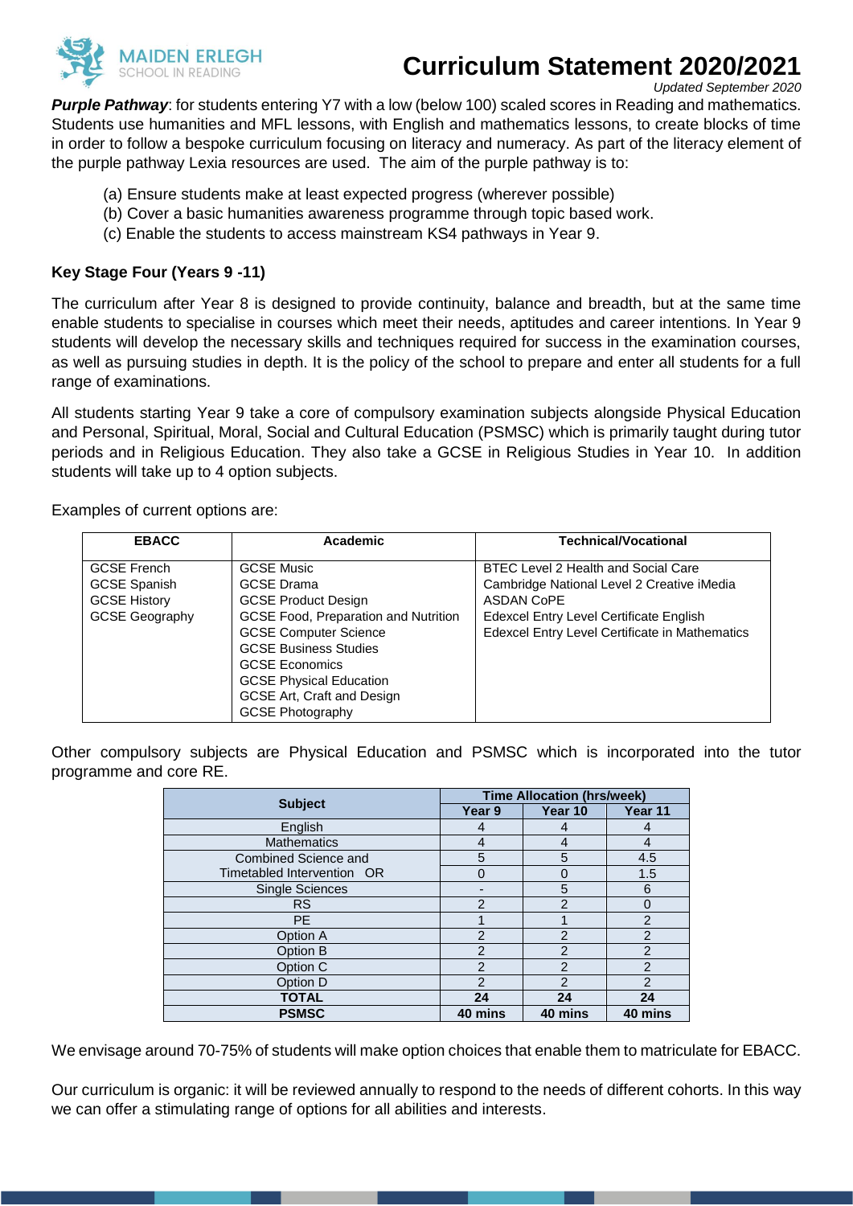**_Purple Pathway_**: for students entering Y7 with a low (below 100) scaled scores in Reading and mathematics. Students use humanities and MFL lessons, with English and mathematics lessons, to create blocks of time in order to follow a bespoke curriculum focusing on literacy and numeracy. As part of the literacy element of the purple pathway Lexia resources are used. The aim of the purple pathway is to:

(a) Ensure students make at least expected progress (wherever possible)
(b) Cover a basic humanities awareness programme through topic based work.
(c) Enable the students to access mainstream KS4 pathways in Year 9.

**Key Stage Four (Years 9 -11)**

The curriculum after Year 8 is designed to provide continuity, balance and breadth, but at the same time enable students to specialise in courses which meet their needs, aptitudes and career intentions. In Year 9 students will develop the necessary skills and techniques required for success in the examination courses, as well as pursuing studies in depth. It is the policy of the school to prepare and enter all students for a full range of examinations.

All students starting Year 9 take a core of compulsory examination subjects alongside Physical Education and Personal, Spiritual, Moral, Social and Cultural Education (PSMSC) which is primarily taught during tutor periods and in Religious Education. They also take a GCSE in Religious Studies in Year 10. In addition students will take up to 4 option subjects.

Examples of current options are:

| EBACC | Academic | Technical/Vocational |
|---|---|---|
| GCSE French<br>GCSE Spanish<br>GCSE History<br>GCSE Geography | GCSE Music<br>GCSE Drama<br>GCSE Product Design<br>GCSE Food, Preparation and Nutrition<br>GCSE Computer Science<br>GCSE Business Studies<br>GCSE Economics<br>GCSE Physical Education<br>GCSE Art, Craft and Design<br>GCSE Photography | BTEC Level 2 Health and Social Care<br>Cambridge National Level 2 Creative iMedia<br>ASDAN CoPE<br>Edexcel Entry Level Certificate English<br>Edexcel Entry Level Certificate in Mathematics |

Other compulsory subjects are Physical Education and PSMSC which is incorporated into the tutor programme and core RE.

| Subject | Time Allocation (hrs/week) | | |
|---|---|---|---|
| | **Year 9** | **Year 10** | **Year 11** |
| English | 4 | 4 | 4 |
| Mathematics | 4 | 4 | 4 |
| Combined Science and | 5 | 5 | 4.5 |
| Timetabled Intervention OR | 0 | 0 | 1.5 |
| Single Sciences | - | 5 | 6 |
| RS | 2 | 2 | 0 |
| PE | 1 | 1 | 2 |
| Option A | 2 | 2 | 2 |
| Option B | 2 | 2 | 2 |
| Option C | 2 | 2 | 2 |
| Option D | 2 | 2 | 2 |
| **TOTAL** | **24** | **24** | **24** |
| **PSMSC** | **40 mins** | **40 mins** | **40 mins** |

We envisage around 70-75% of students will make option choices that enable them to matriculate for EBACC.

Our curriculum is organic: it will be reviewed annually to respond to the needs of different cohorts. In this way we can offer a stimulating range of options for all abilities and interests.